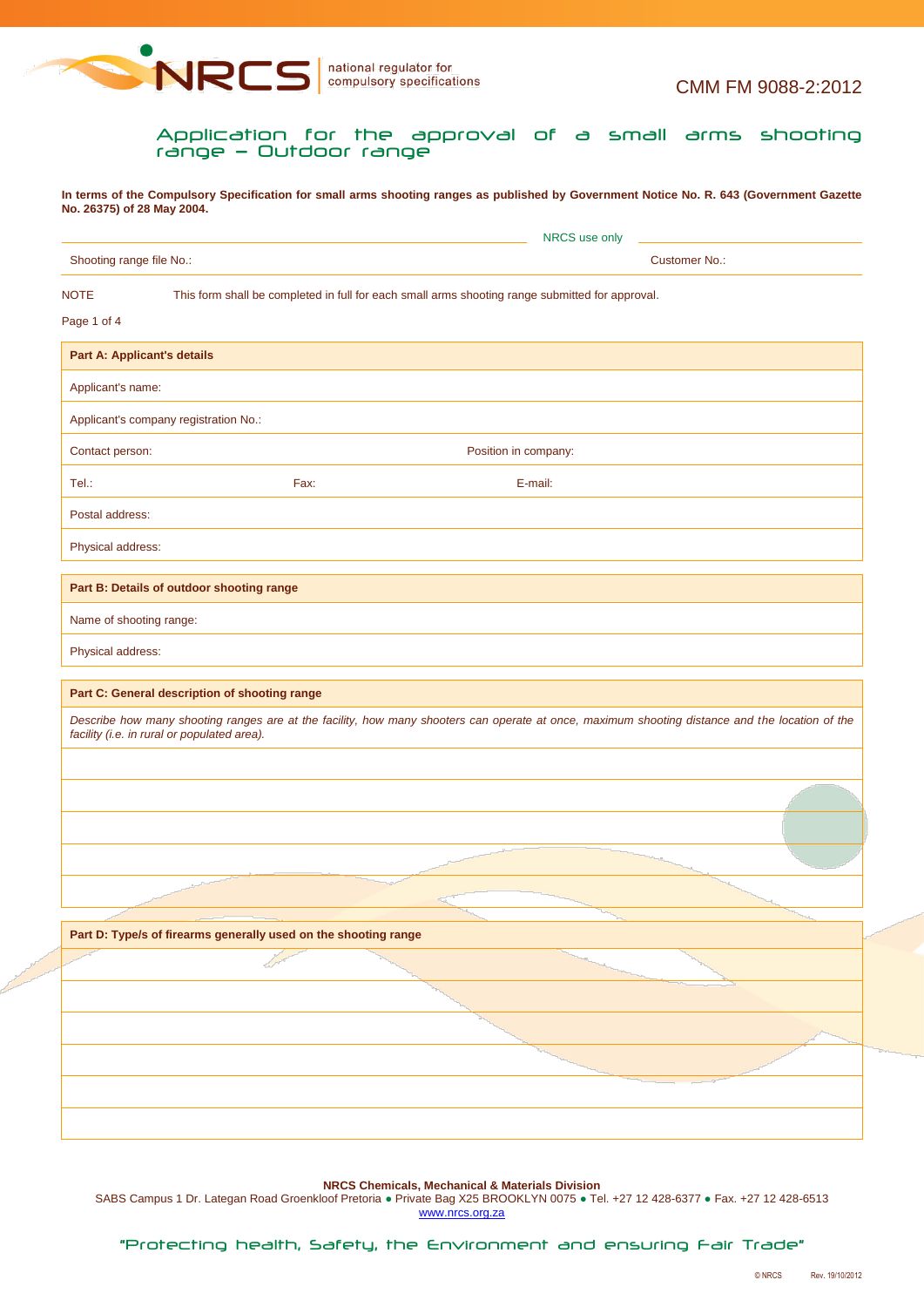national regulator for compulsory specifications

CMM FM 9088-2:2012

# Application for the approval of a small arms shooting range – Outdoor range

**In terms of the Compulsory Specification for small arms shooting ranges as published by Government Notice No. R. 643 (Government Gazette No. 26375) of 28 May 2004.**

NRCS use only

| Shooting range file No.: | Customer No.: |
|---|---|

NOTE This form shall be completed in full for each small arms shooting range submitted for approval.

| Part A: Applicant's details | | |
|---|---|---|
| Applicant's name: | | |
| Applicant's company registration No.: | | |
| Contact person: | Position in company: | |
| Tel.: | Fax: | E-mail: |
| Postal address: | | |
| Physical address: | | |

| Part B: Details of outdoor shooting range |
|---|
| Name of shooting range: |
| Physical address: |

| Part C: General description of shooting range |
|---|
| *Describe how many shooting ranges are at the facility, how many shooters can operate at once, maximum shooting distance and the location of the facility (i.e. in rural or populated area).* |
| |
| |
| |
| |
| |

| Part D: Type/s of firearms generally used on the shooting range |
|---|
| |
| |
| |
| |
| |
| |

**NRCS Chemicals, Mechanical & Materials Division**
SABS Campus 1 Dr. Lategan Road Groenkloof Pretoria ● Private Bag X25 BROOKLYN 0075 ● Tel. +27 12 428-6377 ● Fax. +27 12 428-6513
www.nrcs.org.za

"Protecting health, Safety, the Environment and ensuring Fair Trade"

© NRCS Rev. 19/10/2012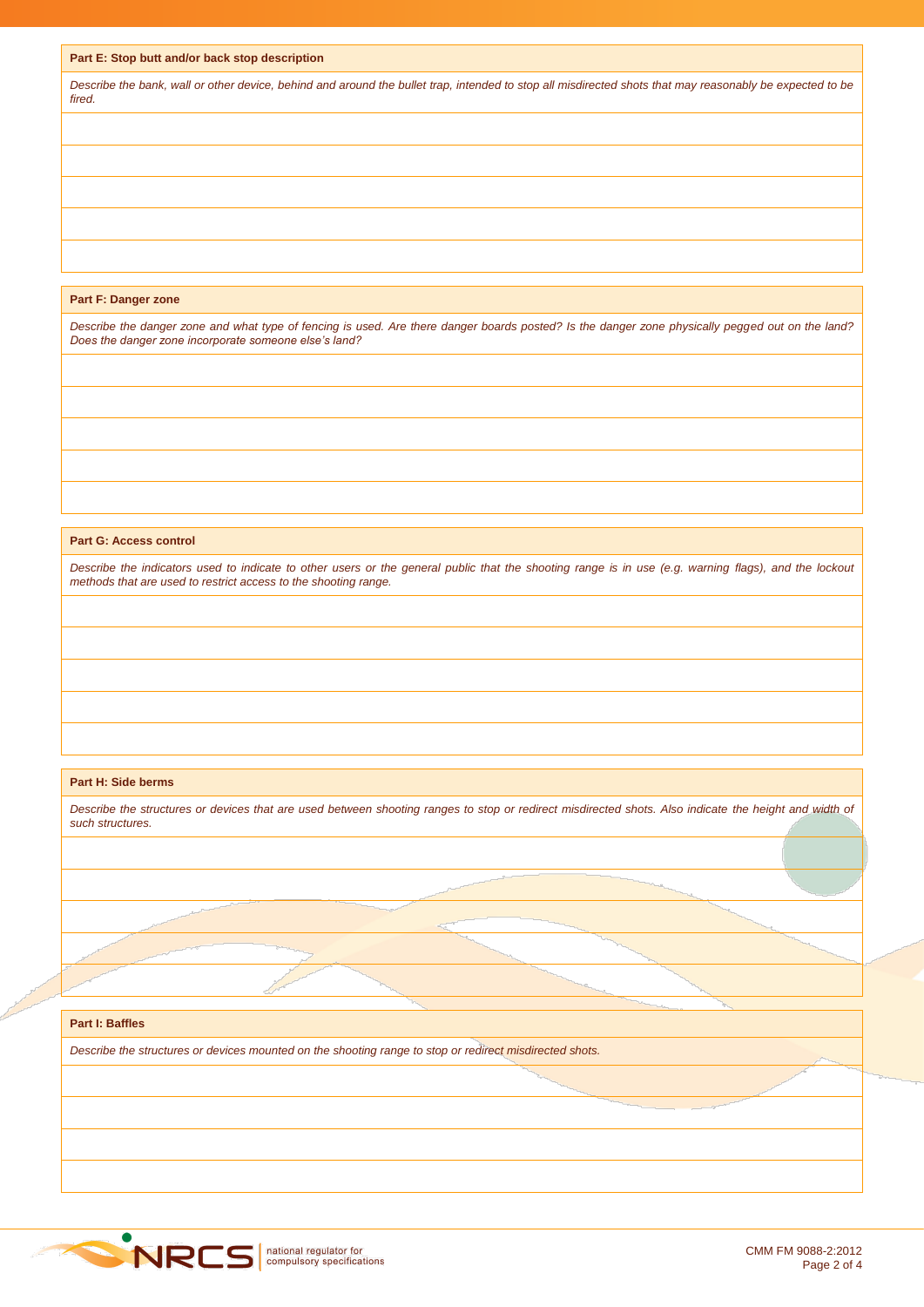## Part E: Stop butt and/or back stop description

*Describe the bank, wall or other device, behind and around the bullet trap, intended to stop all misdirected shots that may reasonably be expected to be fired.*

| |
|---|
| |
| |
| |
| |
| |

## Part F: Danger zone

*Describe the danger zone and what type of fencing is used. Are there danger boards posted? Is the danger zone physically pegged out on the land? Does the danger zone incorporate someone else's land?*

| |
|---|
| |
| |
| |
| |
| |

## Part G: Access control

*Describe the indicators used to indicate to other users or the general public that the shooting range is in use (e.g. warning flags), and the lockout methods that are used to restrict access to the shooting range.*

| |
|---|
| |
| |
| |
| |
| |

## Part H: Side berms

*Describe the structures or devices that are used between shooting ranges to stop or redirect misdirected shots. Also indicate the height and width of such structures.*

| |
|---|
| |
| |
| |
| |
| |

## Part I: Baffles

*Describe the structures or devices mounted on the shooting range to stop or redirect misdirected shots.*

| |
|---|
| |
| |
| |
| |

CMM FM 9088-2:2012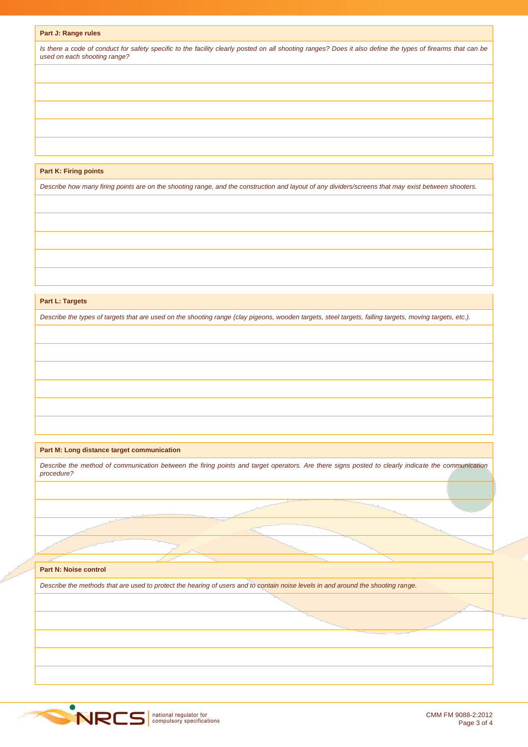**Part J: Range rules**

*Is there a code of conduct for safety specific to the facility clearly posted on all shooting ranges? Does it also define the types of firearms that can be used on each shooting range?*

**Part K: Firing points**

*Describe how many firing points are on the shooting range, and the construction and layout of any dividers/screens that may exist between shooters.*

**Part L: Targets**

*Describe the types of targets that are used on the shooting range (clay pigeons, wooden targets, steel targets, falling targets, moving targets, etc.).*

**Part M: Long distance target communication**

*Describe the method of communication between the firing points and target operators. Are there signs posted to clearly indicate the communication procedure?*

**Part N: Noise control**

*Describe the methods that are used to protect the hearing of users and to contain noise levels in and around the shooting range.*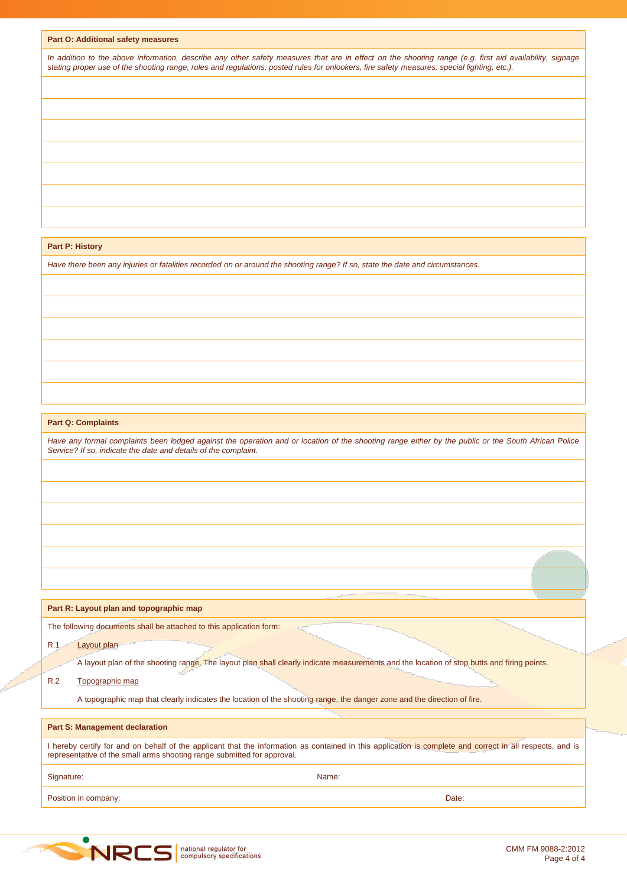**Part O: Additional safety measures**

*In addition to the above information, describe any other safety measures that are in effect on the shooting range (e.g. first aid availability, signage stating proper use of the shooting range, rules and regulations, posted rules for onlookers, fire safety measures, special lighting, etc.).*

**Part P: History**

*Have there been any injuries or fatalities recorded on or around the shooting range? If so, state the date and circumstances.*

**Part Q: Complaints**

*Have any formal complaints been lodged against the operation and or location of the shooting range either by the public or the South African Police Service? If so, indicate the date and details of the complaint.*

**Part R: Layout plan and topographic map**

The following documents shall be attached to this application form:

R.1 Layout plan

A layout plan of the shooting range. The layout plan shall clearly indicate measurements and the location of stop butts and firing points.

R.2 Topographic map

A topographic map that clearly indicates the location of the shooting range, the danger zone and the direction of fire.

**Part S: Management declaration**

I hereby certify for and on behalf of the applicant that the information as contained in this application is complete and correct in all respects, and is representative of the small arms shooting range submitted for approval.

| | |
|---|---|
| Signature: | Name: |
| Position in company: | Date: |

CMM FM 9088-2:2012